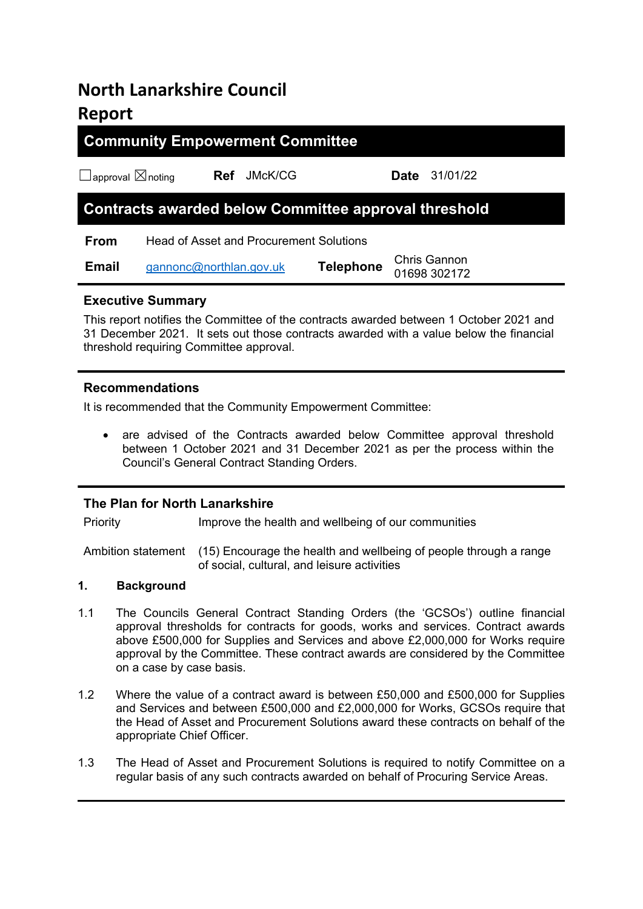# North Lanarkshire Council Report

## Community Empowerment Committee

☐approval ☒noting **Ref** JMcK/CG **Date** 31/01/22

## Contracts awarded below Committee approval threshold

| | | | |
|---|---|---|---|
| **From** | Head of Asset and Procurement Solutions | | |
| **Email** | gannonc@northlan.gov.uk | **Telephone** | Chris Gannon 01698 302172 |

### Executive Summary

This report notifies the Committee of the contracts awarded between 1 October 2021 and 31 December 2021. It sets out those contracts awarded with a value below the financial threshold requiring Committee approval.

### Recommendations

It is recommended that the Community Empowerment Committee:

- are advised of the Contracts awarded below Committee approval threshold between 1 October 2021 and 31 December 2021 as per the process within the Council's General Contract Standing Orders.

### The Plan for North Lanarkshire

| | |
|---|---|
| Priority | Improve the health and wellbeing of our communities |
| Ambition statement | (15) Encourage the health and wellbeing of people through a range of social, cultural, and leisure activities |

## 1. Background

1.1 The Councils General Contract Standing Orders (the 'GCSOs') outline financial approval thresholds for contracts for goods, works and services. Contract awards above £500,000 for Supplies and Services and above £2,000,000 for Works require approval by the Committee. These contract awards are considered by the Committee on a case by case basis.

1.2 Where the value of a contract award is between £50,000 and £500,000 for Supplies and Services and between £500,000 and £2,000,000 for Works, GCSOs require that the Head of Asset and Procurement Solutions award these contracts on behalf of the appropriate Chief Officer.

1.3 The Head of Asset and Procurement Solutions is required to notify Committee on a regular basis of any such contracts awarded on behalf of Procuring Service Areas.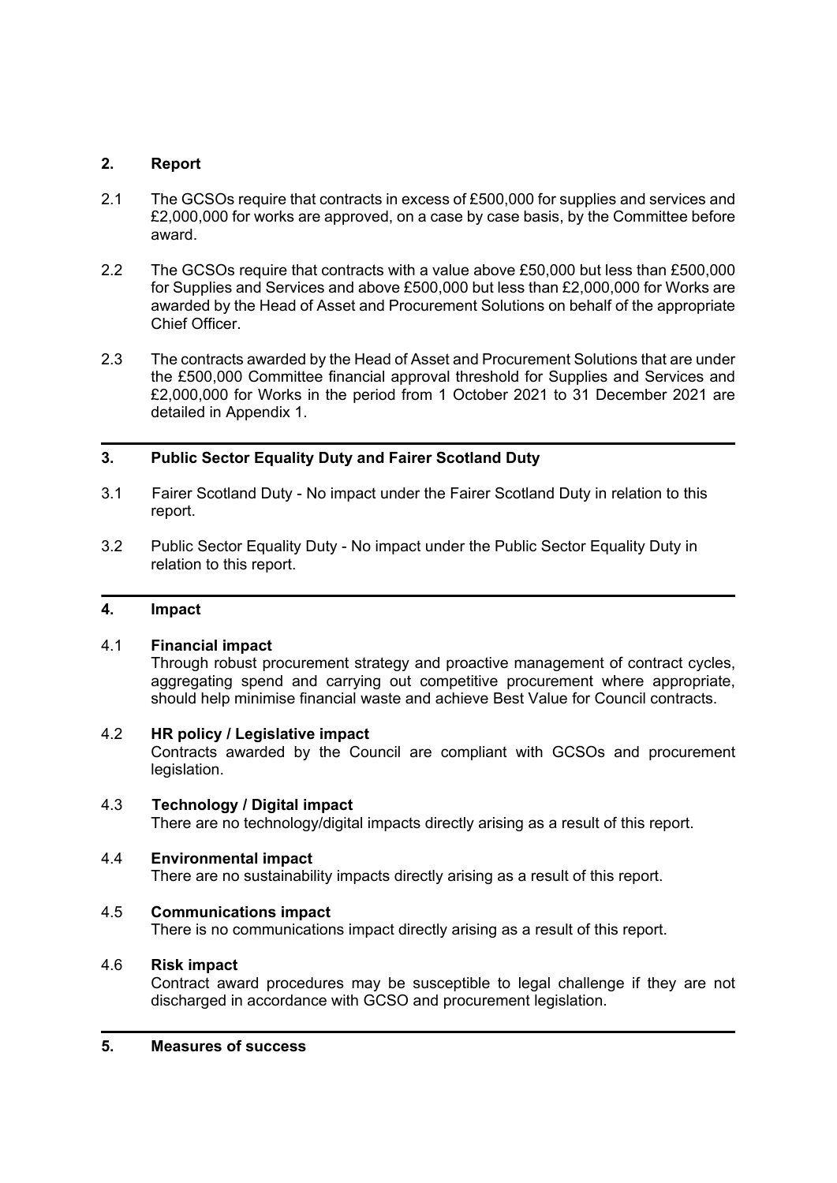## 2. Report

2.1 The GCSOs require that contracts in excess of £500,000 for supplies and services and £2,000,000 for works are approved, on a case by case basis, by the Committee before award.

2.2 The GCSOs require that contracts with a value above £50,000 but less than £500,000 for Supplies and Services and above £500,000 but less than £2,000,000 for Works are awarded by the Head of Asset and Procurement Solutions on behalf of the appropriate Chief Officer.

2.3 The contracts awarded by the Head of Asset and Procurement Solutions that are under the £500,000 Committee financial approval threshold for Supplies and Services and £2,000,000 for Works in the period from 1 October 2021 to 31 December 2021 are detailed in Appendix 1.

## 3. Public Sector Equality Duty and Fairer Scotland Duty

3.1 Fairer Scotland Duty - No impact under the Fairer Scotland Duty in relation to this report.

3.2 Public Sector Equality Duty - No impact under the Public Sector Equality Duty in relation to this report.

## 4. Impact

4.1 **Financial impact**
Through robust procurement strategy and proactive management of contract cycles, aggregating spend and carrying out competitive procurement where appropriate, should help minimise financial waste and achieve Best Value for Council contracts.

4.2 **HR policy / Legislative impact**
Contracts awarded by the Council are compliant with GCSOs and procurement legislation.

4.3 **Technology / Digital impact**
There are no technology/digital impacts directly arising as a result of this report.

4.4 **Environmental impact**
There are no sustainability impacts directly arising as a result of this report.

4.5 **Communications impact**
There is no communications impact directly arising as a result of this report.

4.6 **Risk impact**
Contract award procedures may be susceptible to legal challenge if they are not discharged in accordance with GCSO and procurement legislation.

## 5. Measures of success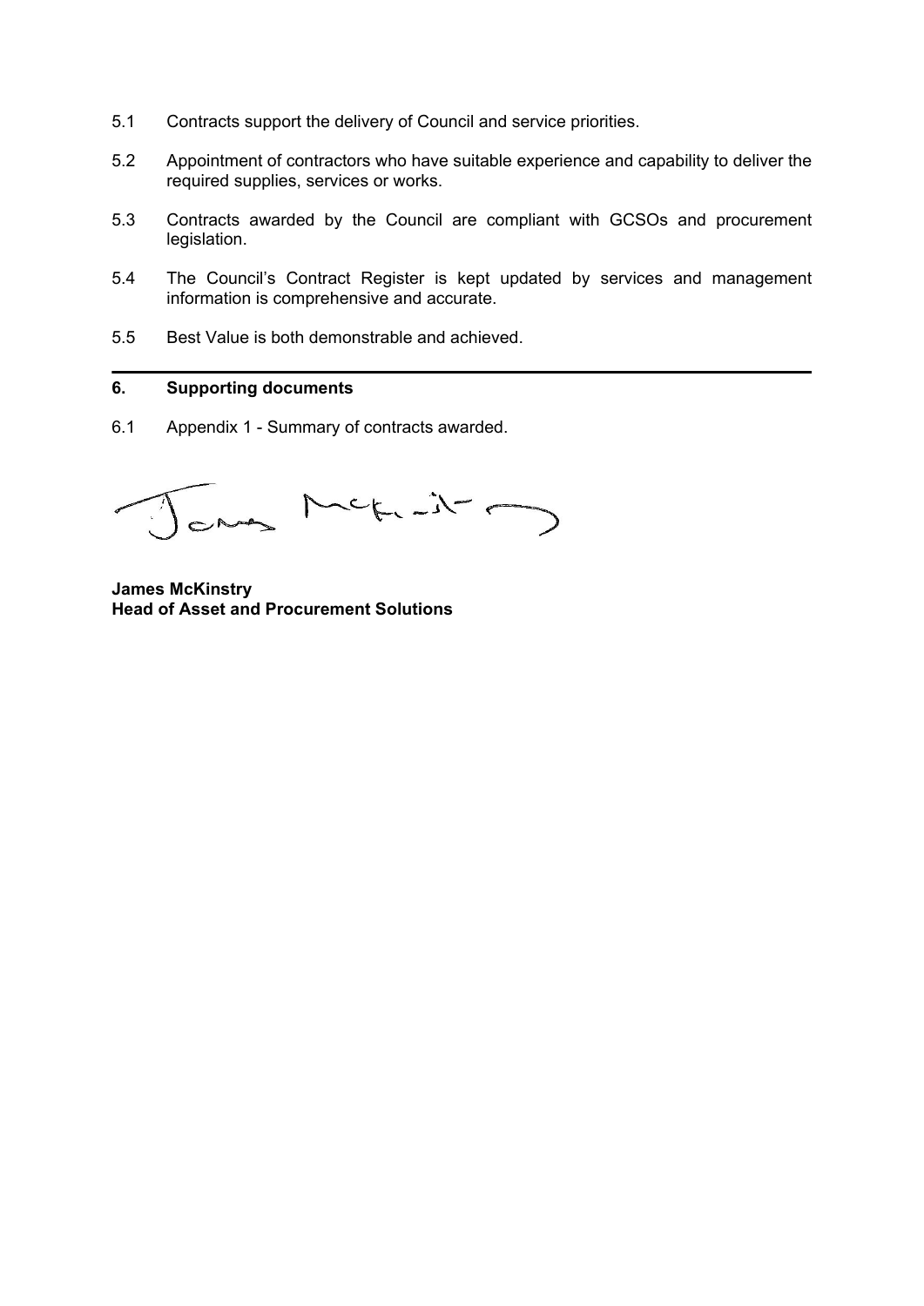5.1 Contracts support the delivery of Council and service priorities.

5.2 Appointment of contractors who have suitable experience and capability to deliver the required supplies, services or works.

5.3 Contracts awarded by the Council are compliant with GCSOs and procurement legislation.

5.4 The Council's Contract Register is kept updated by services and management information is comprehensive and accurate.

5.5 Best Value is both demonstrable and achieved.

---

## 6. Supporting documents

6.1 Appendix 1 - Summary of contracts awarded.

**James McKinstry**
**Head of Asset and Procurement Solutions**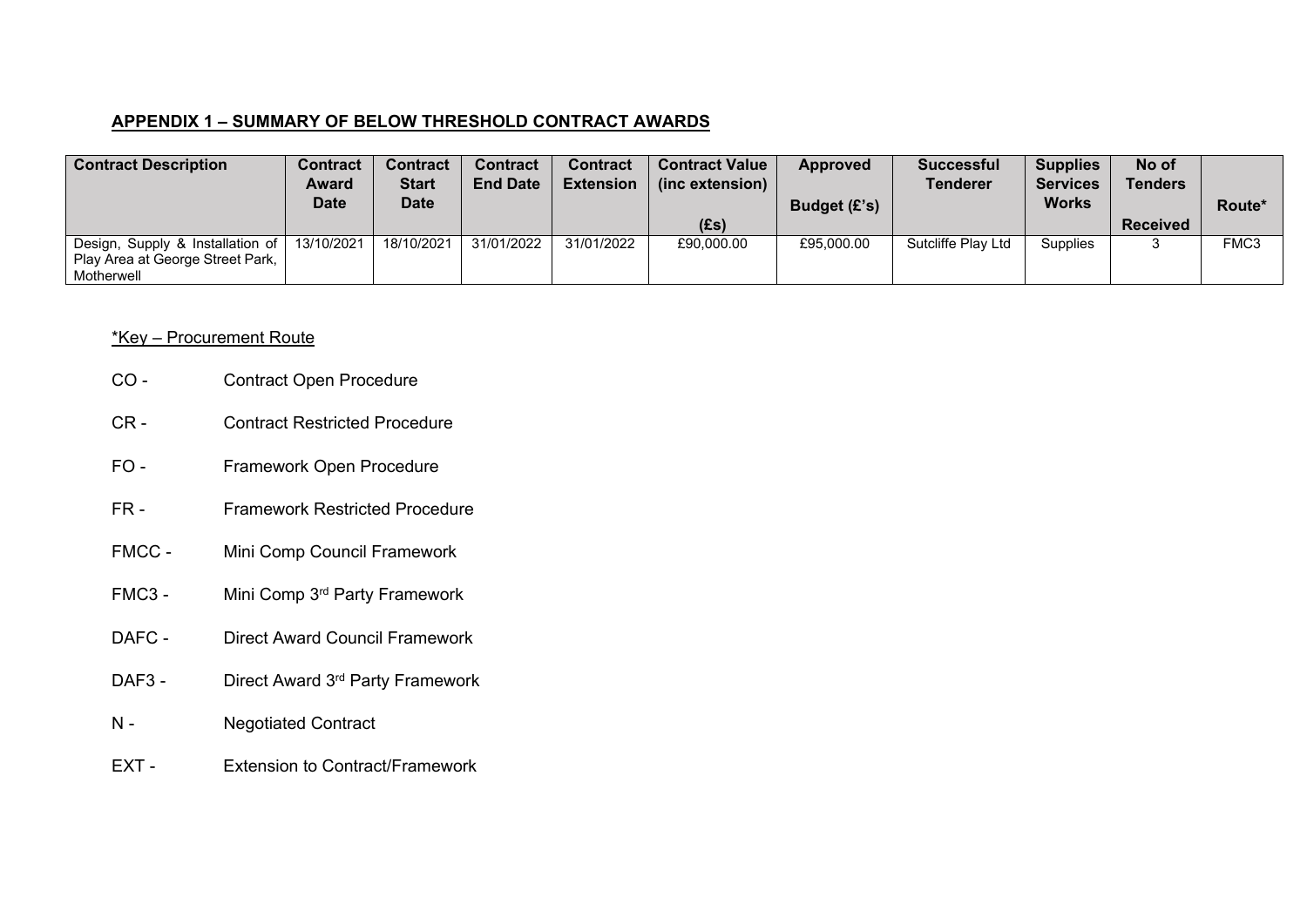**APPENDIX 1 – SUMMARY OF BELOW THRESHOLD CONTRACT AWARDS**

| Contract Description | Contract Award Date | Contract Start Date | Contract End Date | Contract Extension | Contract Value (inc extension) (£s) | Approved Budget (£'s) | Successful Tenderer | Supplies Services Works | No of Tenders Received | Route* |
|---|---|---|---|---|---|---|---|---|---|---|
| Design, Supply & Installation of Play Area at George Street Park, Motherwell | 13/10/2021 | 18/10/2021 | 31/01/2022 | 31/01/2022 | £90,000.00 | £95,000.00 | Sutcliffe Play Ltd | Supplies | 3 | FMC3 |

*Key – Procurement Route

- CO - Contract Open Procedure
- CR - Contract Restricted Procedure
- FO - Framework Open Procedure
- FR - Framework Restricted Procedure
- FMCC - Mini Comp Council Framework
- FMC3 - Mini Comp 3rd Party Framework
- DAFC - Direct Award Council Framework
- DAF3 - Direct Award 3rd Party Framework
- N - Negotiated Contract
- EXT - Extension to Contract/Framework